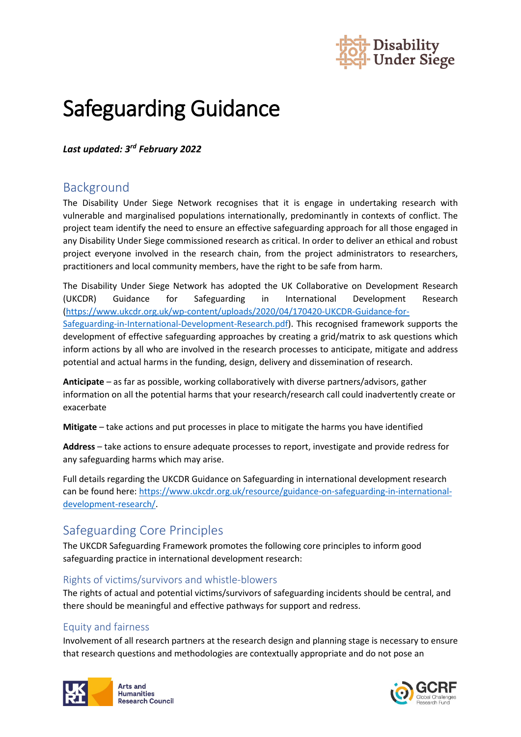# Safeguarding Guidance

***Last updated: 3rd February 2022***

## Background

The Disability Under Siege Network recognises that it is engage in undertaking research with vulnerable and marginalised populations internationally, predominantly in contexts of conflict. The project team identify the need to ensure an effective safeguarding approach for all those engaged in any Disability Under Siege commissioned research as critical. In order to deliver an ethical and robust project everyone involved in the research chain, from the project administrators to researchers, practitioners and local community members, have the right to be safe from harm.

The Disability Under Siege Network has adopted the UK Collaborative on Development Research (UKCDR) Guidance for Safeguarding in International Development Research (https://www.ukcdr.org.uk/wp-content/uploads/2020/04/170420-UKCDR-Guidance-for-Safeguarding-in-International-Development-Research.pdf). This recognised framework supports the development of effective safeguarding approaches by creating a grid/matrix to ask questions which inform actions by all who are involved in the research processes to anticipate, mitigate and address potential and actual harms in the funding, design, delivery and dissemination of research.

**Anticipate** – as far as possible, working collaboratively with diverse partners/advisors, gather information on all the potential harms that your research/research call could inadvertently create or exacerbate

**Mitigate** – take actions and put processes in place to mitigate the harms you have identified

**Address** – take actions to ensure adequate processes to report, investigate and provide redress for any safeguarding harms which may arise.

Full details regarding the UKCDR Guidance on Safeguarding in international development research can be found here: https://www.ukcdr.org.uk/resource/guidance-on-safeguarding-in-international-development-research/.

## Safeguarding Core Principles

The UKCDR Safeguarding Framework promotes the following core principles to inform good safeguarding practice in international development research:

### Rights of victims/survivors and whistle-blowers

The rights of actual and potential victims/survivors of safeguarding incidents should be central, and there should be meaningful and effective pathways for support and redress.

### Equity and fairness

Involvement of all research partners at the research design and planning stage is necessary to ensure that research questions and methodologies are contextually appropriate and do not pose an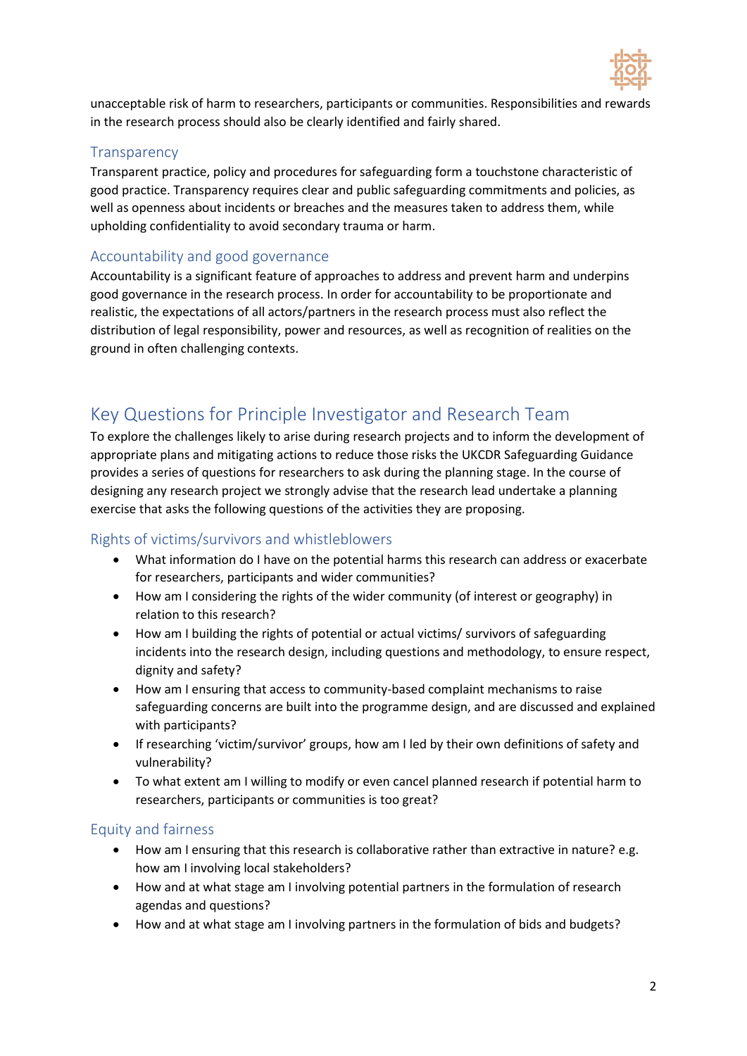unacceptable risk of harm to researchers, participants or communities. Responsibilities and rewards in the research process should also be clearly identified and fairly shared.

### Transparency

Transparent practice, policy and procedures for safeguarding form a touchstone characteristic of good practice. Transparency requires clear and public safeguarding commitments and policies, as well as openness about incidents or breaches and the measures taken to address them, while upholding confidentiality to avoid secondary trauma or harm.

### Accountability and good governance

Accountability is a significant feature of approaches to address and prevent harm and underpins good governance in the research process. In order for accountability to be proportionate and realistic, the expectations of all actors/partners in the research process must also reflect the distribution of legal responsibility, power and resources, as well as recognition of realities on the ground in often challenging contexts.

## Key Questions for Principle Investigator and Research Team

To explore the challenges likely to arise during research projects and to inform the development of appropriate plans and mitigating actions to reduce those risks the UKCDR Safeguarding Guidance provides a series of questions for researchers to ask during the planning stage. In the course of designing any research project we strongly advise that the research lead undertake a planning exercise that asks the following questions of the activities they are proposing.

### Rights of victims/survivors and whistleblowers

- What information do I have on the potential harms this research can address or exacerbate for researchers, participants and wider communities?
- How am I considering the rights of the wider community (of interest or geography) in relation to this research?
- How am I building the rights of potential or actual victims/ survivors of safeguarding incidents into the research design, including questions and methodology, to ensure respect, dignity and safety?
- How am I ensuring that access to community-based complaint mechanisms to raise safeguarding concerns are built into the programme design, and are discussed and explained with participants?
- If researching 'victim/survivor' groups, how am I led by their own definitions of safety and vulnerability?
- To what extent am I willing to modify or even cancel planned research if potential harm to researchers, participants or communities is too great?

### Equity and fairness

- How am I ensuring that this research is collaborative rather than extractive in nature? e.g. how am I involving local stakeholders?
- How and at what stage am I involving potential partners in the formulation of research agendas and questions?
- How and at what stage am I involving partners in the formulation of bids and budgets?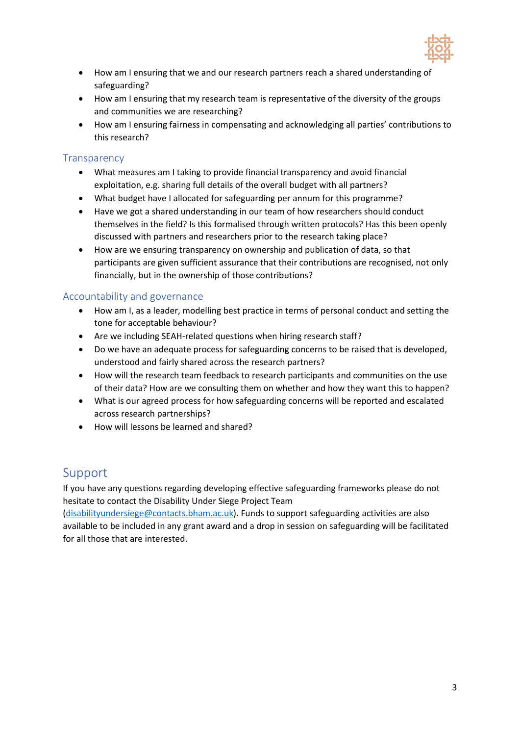- How am I ensuring that we and our research partners reach a shared understanding of safeguarding?
- How am I ensuring that my research team is representative of the diversity of the groups and communities we are researching?
- How am I ensuring fairness in compensating and acknowledging all parties' contributions to this research?

### Transparency

- What measures am I taking to provide financial transparency and avoid financial exploitation, e.g. sharing full details of the overall budget with all partners?
- What budget have I allocated for safeguarding per annum for this programme?
- Have we got a shared understanding in our team of how researchers should conduct themselves in the field? Is this formalised through written protocols? Has this been openly discussed with partners and researchers prior to the research taking place?
- How are we ensuring transparency on ownership and publication of data, so that participants are given sufficient assurance that their contributions are recognised, not only financially, but in the ownership of those contributions?

### Accountability and governance

- How am I, as a leader, modelling best practice in terms of personal conduct and setting the tone for acceptable behaviour?
- Are we including SEAH-related questions when hiring research staff?
- Do we have an adequate process for safeguarding concerns to be raised that is developed, understood and fairly shared across the research partners?
- How will the research team feedback to research participants and communities on the use of their data? How are we consulting them on whether and how they want this to happen?
- What is our agreed process for how safeguarding concerns will be reported and escalated across research partnerships?
- How will lessons be learned and shared?

## Support

If you have any questions regarding developing effective safeguarding frameworks please do not hesitate to contact the Disability Under Siege Project Team (disabilityundersiege@contacts.bham.ac.uk). Funds to support safeguarding activities are also available to be included in any grant award and a drop in session on safeguarding will be facilitated for all those that are interested.